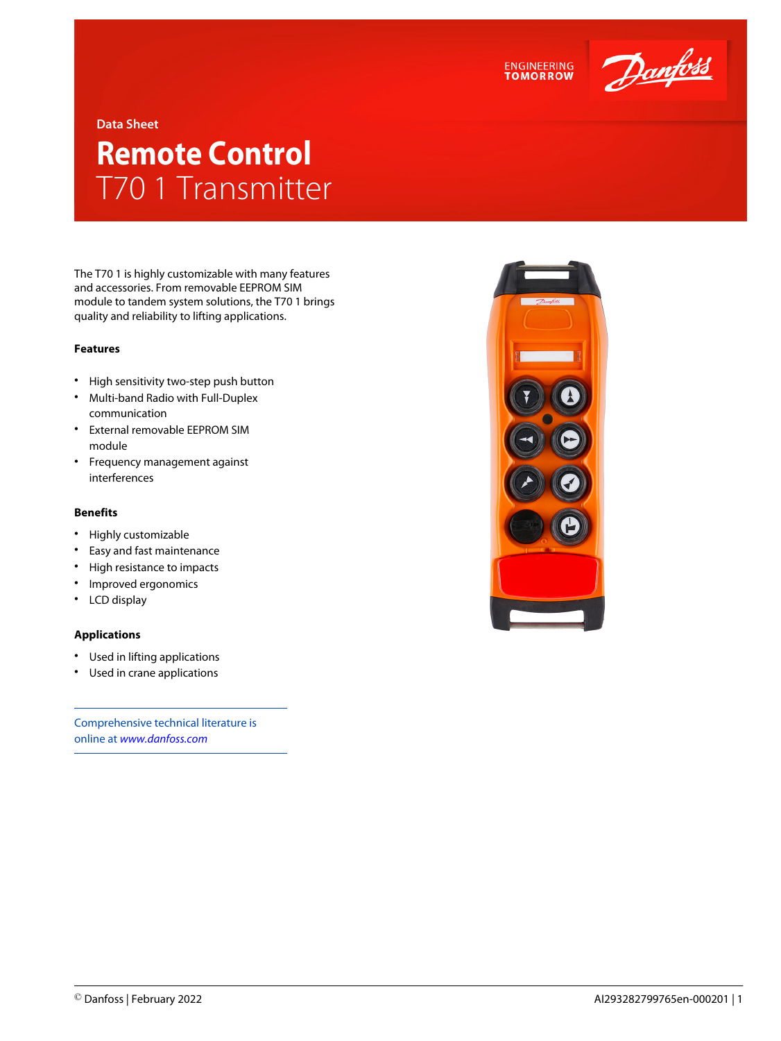Data Sheet

# Remote Control
## T70 1 Transmitter

The T70 1 is highly customizable with many features and accessories. From removable EEPROM SIM module to tandem system solutions, the T70 1 brings quality and reliability to lifting applications.

### Features

- High sensitivity two-step push button
- Multi-band Radio with Full-Duplex communication
- External removable EEPROM SIM module
- Frequency management against interferences

### Benefits

- Highly customizable
- Easy and fast maintenance
- High resistance to impacts
- Improved ergonomics
- LCD display

### Applications

- Used in lifting applications
- Used in crane applications

Comprehensive technical literature is online at *www.danfoss.com*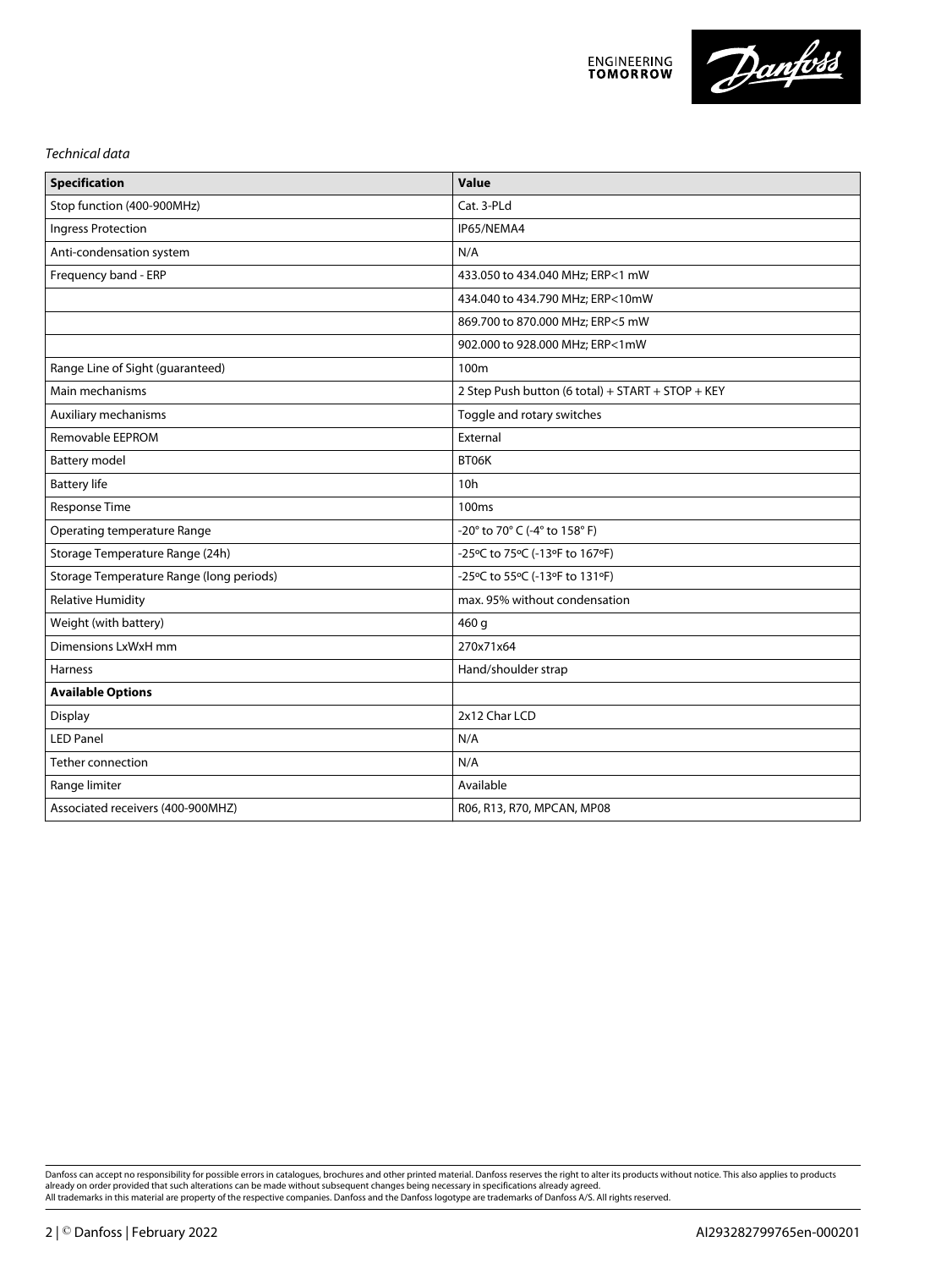*Technical data*

| Specification | Value |
|---|---|
| Stop function (400-900MHz) | Cat. 3-PLd |
| Ingress Protection | IP65/NEMA4 |
| Anti-condensation system | N/A |
| Frequency band - ERP | 433.050 to 434.040 MHz; ERP<1 mW |
| | 434.040 to 434.790 MHz; ERP<10mW |
| | 869.700 to 870.000 MHz; ERP<5 mW |
| | 902.000 to 928.000 MHz; ERP<1mW |
| Range Line of Sight (guaranteed) | 100m |
| Main mechanisms | 2 Step Push button (6 total) + START + STOP + KEY |
| Auxiliary mechanisms | Toggle and rotary switches |
| Removable EEPROM | External |
| Battery model | BT06K |
| Battery life | 10h |
| Response Time | 100ms |
| Operating temperature Range | -20° to 70° C (-4° to 158° F) |
| Storage Temperature Range (24h) | -25ºC to 75ºC (-13ºF to 167ºF) |
| Storage Temperature Range (long periods) | -25ºC to 55ºC (-13ºF to 131ºF) |
| Relative Humidity | max. 95% without condensation |
| Weight (with battery) | 460 g |
| Dimensions LxWxH mm | 270x71x64 |
| Harness | Hand/shoulder strap |
| **Available Options** | |
| Display | 2x12 Char LCD |
| LED Panel | N/A |
| Tether connection | N/A |
| Range limiter | Available |
| Associated receivers (400-900MHZ) | R06, R13, R70, MPCAN, MP08 |

Danfoss can accept no responsibility for possible errors in catalogues, brochures and other printed material. Danfoss reserves the right to alter its products without notice. This also applies to products already on order provided that such alterations can be made without subsequent changes being necessary in specifications already agreed.
All trademarks in this material are property of the respective companies. Danfoss and the Danfoss logotype are trademarks of Danfoss A/S. All rights reserved.